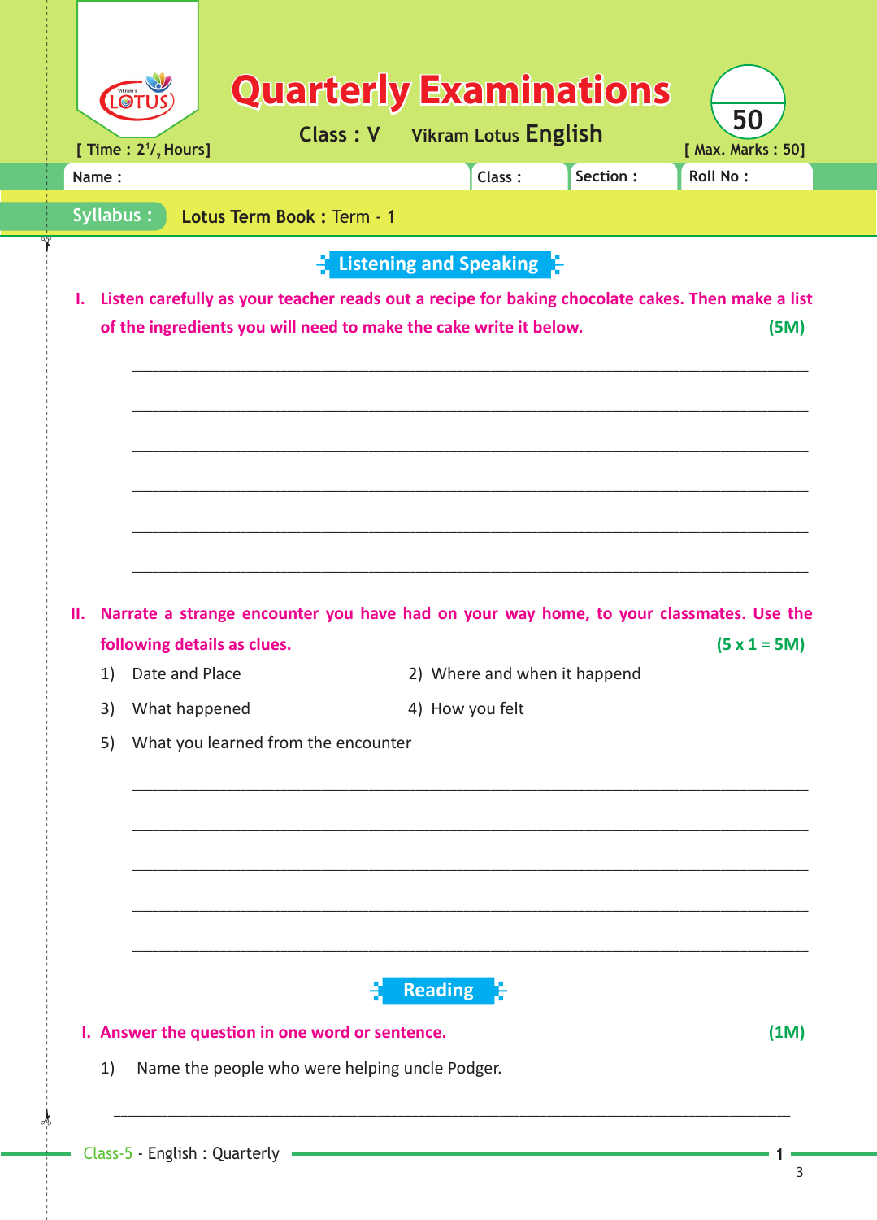# Quarterly Examinations

**Class : V** Vikram Lotus **English**

[ Time : $2^1/_2$ Hours] [ Max. Marks : 50]

50

Name : Class : Section : Roll No :

**Syllabus :** **Lotus Term Book :** Term - 1

## Listening and Speaking

**I. Listen carefully as your teacher reads out a recipe for baking chocolate cakes. Then make a list of the ingredients you will need to make the cake write it below.** **(5M)**

______________________________________________________________________

______________________________________________________________________

______________________________________________________________________

______________________________________________________________________

______________________________________________________________________

______________________________________________________________________

**II. Narrate a strange encounter you have had on your way home, to your classmates. Use the following details as clues.** **(5 x 1 = 5M)**

1) Date and Place
2) Where and when it happend
3) What happened
4) How you felt
5) What you learned from the encounter

______________________________________________________________________

______________________________________________________________________

______________________________________________________________________

______________________________________________________________________

______________________________________________________________________

## Reading

**I. Answer the question in one word or sentence.** **(1M)**

1) Name the people who were helping uncle Podger.

______________________________________________________________________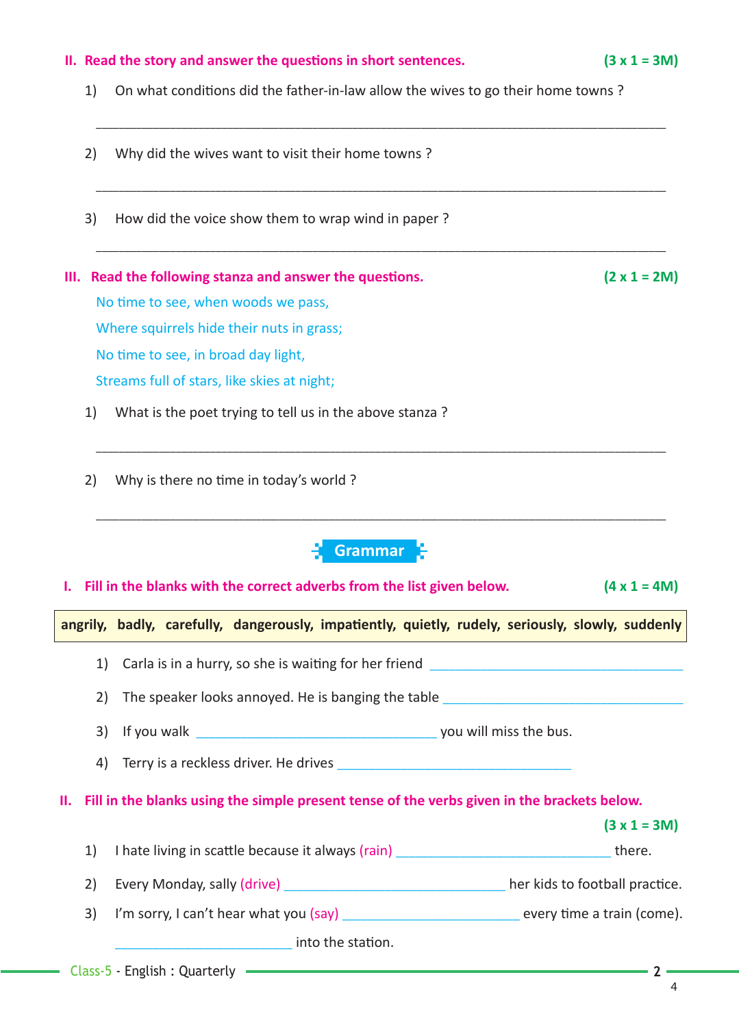**II. Read the story and answer the questions in short sentences.** **(3 x 1 = 3M)**

1) On what conditions did the father-in-law allow the wives to go their home towns ?

_______________________________________________________________________________

2) Why did the wives want to visit their home towns ?

_______________________________________________________________________________

3) How did the voice show them to wrap wind in paper ?

_______________________________________________________________________________

**III. Read the following stanza and answer the questions.** **(2 x 1 = 2M)**

No time to see, when woods we pass,
Where squirrels hide their nuts in grass;
No time to see, in broad day light,
Streams full of stars, like skies at night;

1) What is the poet trying to tell us in the above stanza ?

_______________________________________________________________________________

2) Why is there no time in today's world ?

_______________________________________________________________________________

## Grammar

**I. Fill in the blanks with the correct adverbs from the list given below.** **(4 x 1 = 4M)**

| angrily, badly, carefully, dangerously, impatiently, quietly, rudely, seriously, slowly, suddenly |
|---|

1) Carla is in a hurry, so she is waiting for her friend ____________________

2) The speaker looks annoyed. He is banging the table ____________________

3) If you walk ____________________ you will miss the bus.

4) Terry is a reckless driver. He drives ____________________

**II. Fill in the blanks using the simple present tense of the verbs given in the brackets below.** **(3 x 1 = 3M)**

1) I hate living in scattle because it always (rain) ____________________ there.

2) Every Monday, sally (drive) ____________________ her kids to football practice.

3) I'm sorry, I can't hear what you (say) ____________________ every time a train (come).
____________________ into the station.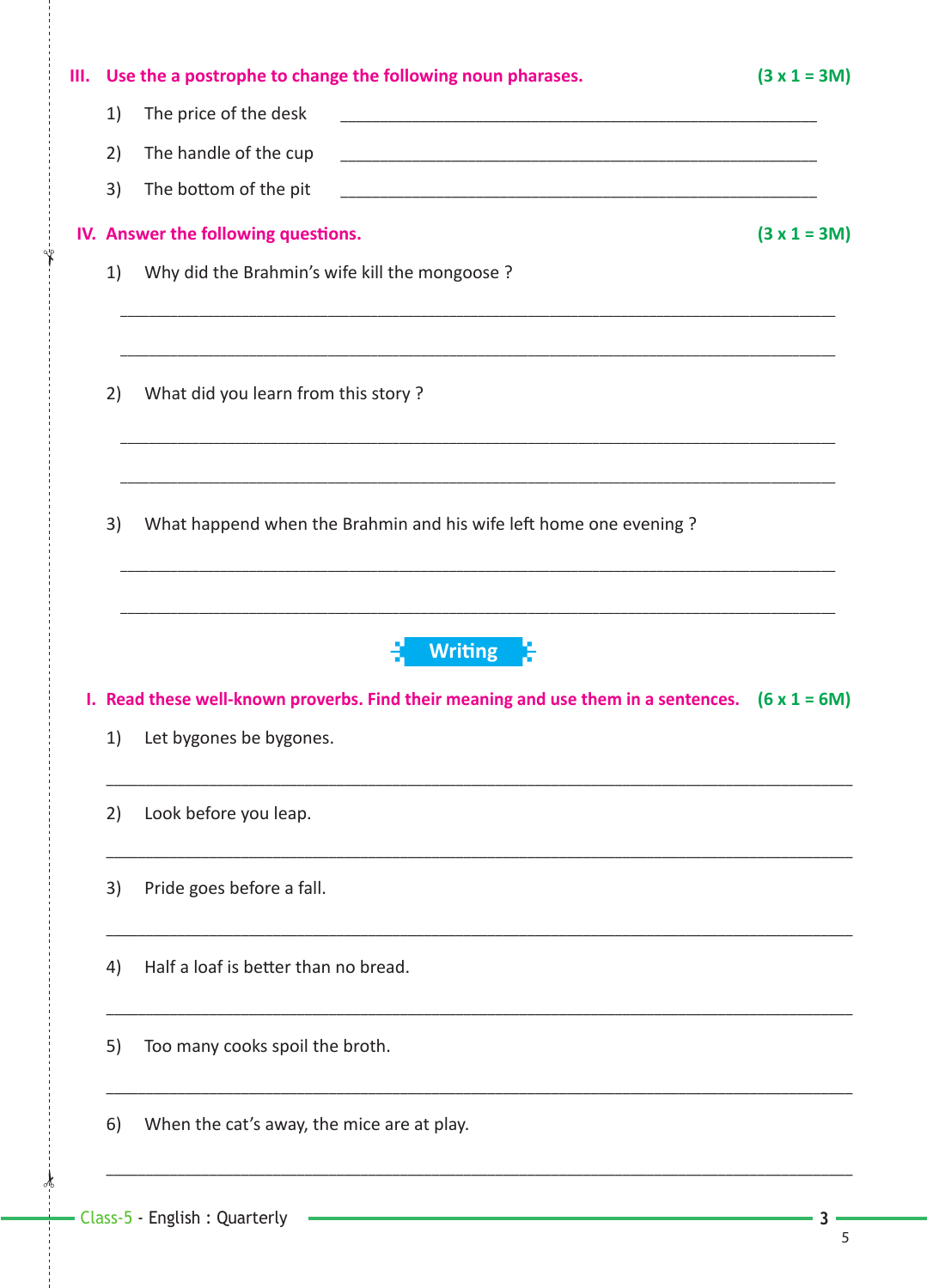**III. Use the a postrophe to change the following noun pharases.** **(3 x 1 = 3M)**

1) The price of the desk ____________________

2) The handle of the cup ____________________

3) The bottom of the pit ____________________

**IV. Answer the following questions.** **(3 x 1 = 3M)**

1) Why did the Brahmin's wife kill the mongoose ?

____________________

____________________

2) What did you learn from this story ?

____________________

____________________

3) What happend when the Brahmin and his wife left home one evening ?

____________________

____________________

## Writing

**I. Read these well-known proverbs. Find their meaning and use them in a sentences.** **(6 x 1 = 6M)**

1) Let bygones be bygones.

____________________

2) Look before you leap.

____________________

3) Pride goes before a fall.

____________________

4) Half a loaf is better than no bread.

____________________

5) Too many cooks spoil the broth.

____________________

6) When the cat's away, the mice are at play.

____________________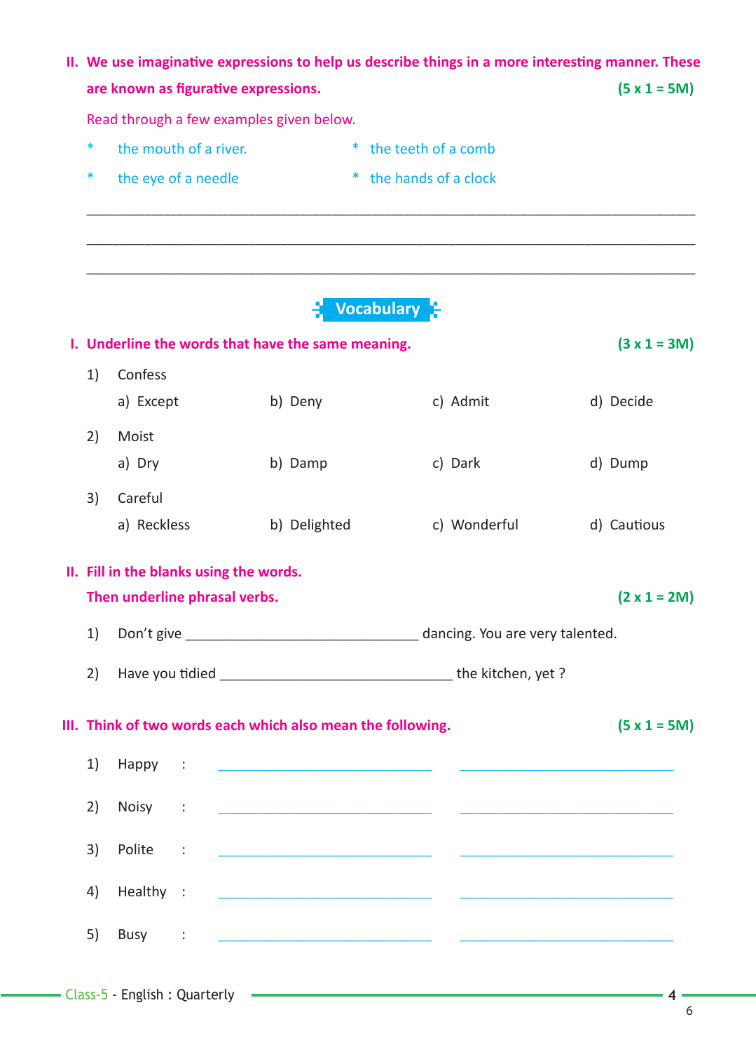**II. We use imaginative expressions to help us describe things in a more interesting manner. These are known as figurative expressions.** **(5 x 1 = 5M)**

Read through a few examples given below.

- the mouth of a river.
- the teeth of a comb
- the eye of a needle
- the hands of a clock

______________________________________________________________________

______________________________________________________________________

______________________________________________________________________

## Vocabulary

**I. Underline the words that have the same meaning.** **(3 x 1 = 3M)**

1) Confess

   a) Except   b) Deny   c) Admit   d) Decide

2) Moist

   a) Dry   b) Damp   c) Dark   d) Dump

3) Careful

   a) Reckless   b) Delighted   c) Wonderful   d) Cautious

**II. Fill in the blanks using the words. Then underline phrasal verbs.** **(2 x 1 = 2M)**

1) Don't give ________________________ dancing. You are very talented.

2) Have you tidied ________________________ the kitchen, yet ?

**III. Think of two words each which also mean the following.** **(5 x 1 = 5M)**

1) Happy : ____________________ ____________________

2) Noisy : ____________________ ____________________

3) Polite : ____________________ ____________________

4) Healthy : ____________________ ____________________

5) Busy : ____________________ ____________________